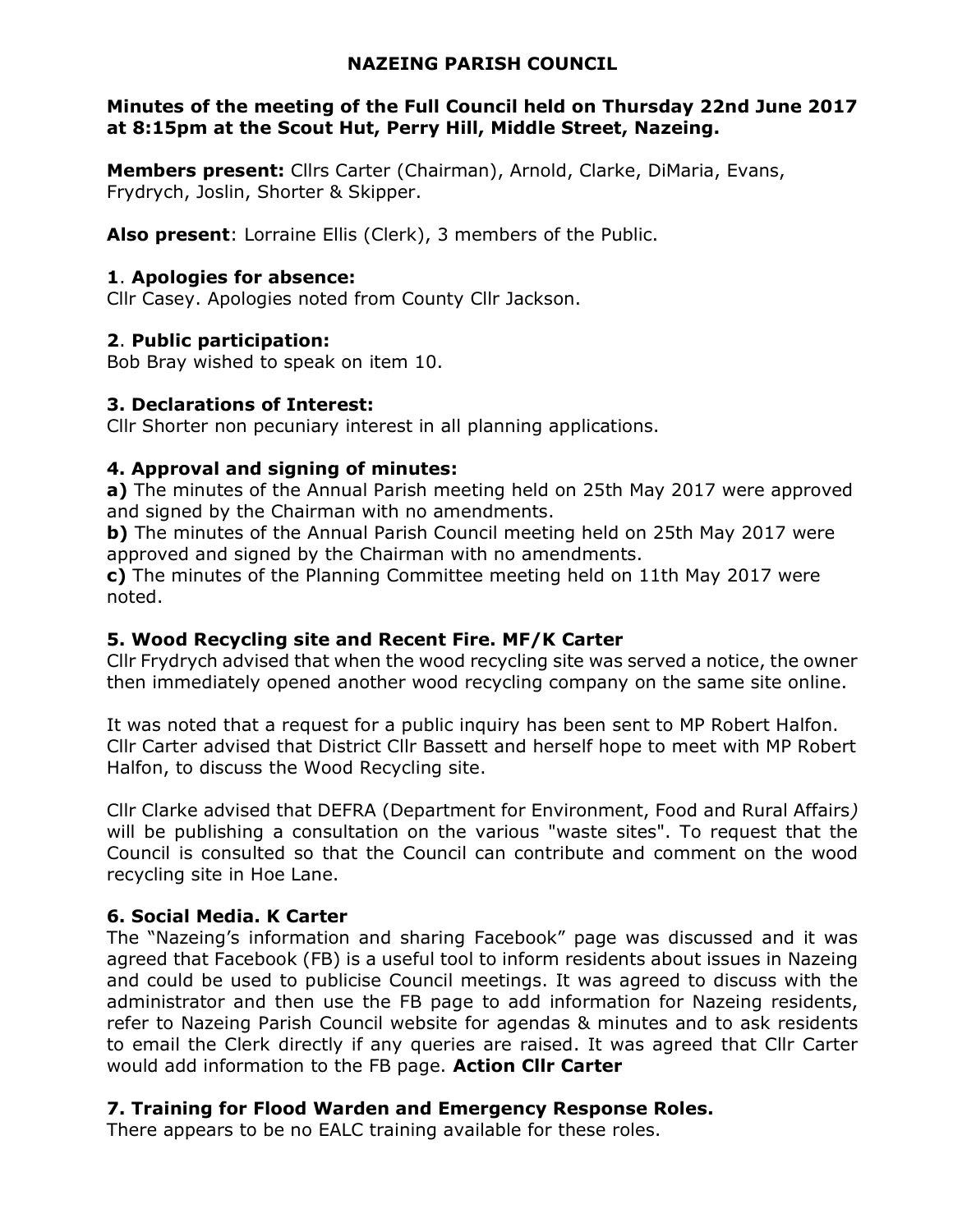# NAZEING PARISH COUNCIL

**Minutes of the meeting of the Full Council held on Thursday 22nd June 2017 at 8:15pm at the Scout Hut, Perry Hill, Middle Street, Nazeing.**

**Members present:** Cllrs Carter (Chairman), Arnold, Clarke, DiMaria, Evans, Frydrych, Joslin, Shorter & Skipper.

**Also present**: Lorraine Ellis (Clerk), 3 members of the Public.

### 1. Apologies for absence:

Cllr Casey. Apologies noted from County Cllr Jackson.

### 2. Public participation:

Bob Bray wished to speak on item 10.

### 3. Declarations of Interest:

Cllr Shorter non pecuniary interest in all planning applications.

### 4. Approval and signing of minutes:

**a)** The minutes of the Annual Parish meeting held on 25th May 2017 were approved and signed by the Chairman with no amendments.
**b)** The minutes of the Annual Parish Council meeting held on 25th May 2017 were approved and signed by the Chairman with no amendments.
**c)** The minutes of the Planning Committee meeting held on 11th May 2017 were noted.

### 5. Wood Recycling site and Recent Fire. MF/K Carter

Cllr Frydrych advised that when the wood recycling site was served a notice, the owner then immediately opened another wood recycling company on the same site online.

It was noted that a request for a public inquiry has been sent to MP Robert Halfon. Cllr Carter advised that District Cllr Bassett and herself hope to meet with MP Robert Halfon, to discuss the Wood Recycling site.

Cllr Clarke advised that DEFRA (Department for Environment, Food and Rural Affairs*)* will be publishing a consultation on the various "waste sites". To request that the Council is consulted so that the Council can contribute and comment on the wood recycling site in Hoe Lane.

### 6. Social Media. K Carter

The "Nazeing's information and sharing Facebook" page was discussed and it was agreed that Facebook (FB) is a useful tool to inform residents about issues in Nazeing and could be used to publicise Council meetings. It was agreed to discuss with the administrator and then use the FB page to add information for Nazeing residents, refer to Nazeing Parish Council website for agendas & minutes and to ask residents to email the Clerk directly if any queries are raised. It was agreed that Cllr Carter would add information to the FB page. **Action Cllr Carter**

### 7. Training for Flood Warden and Emergency Response Roles.

There appears to be no EALC training available for these roles.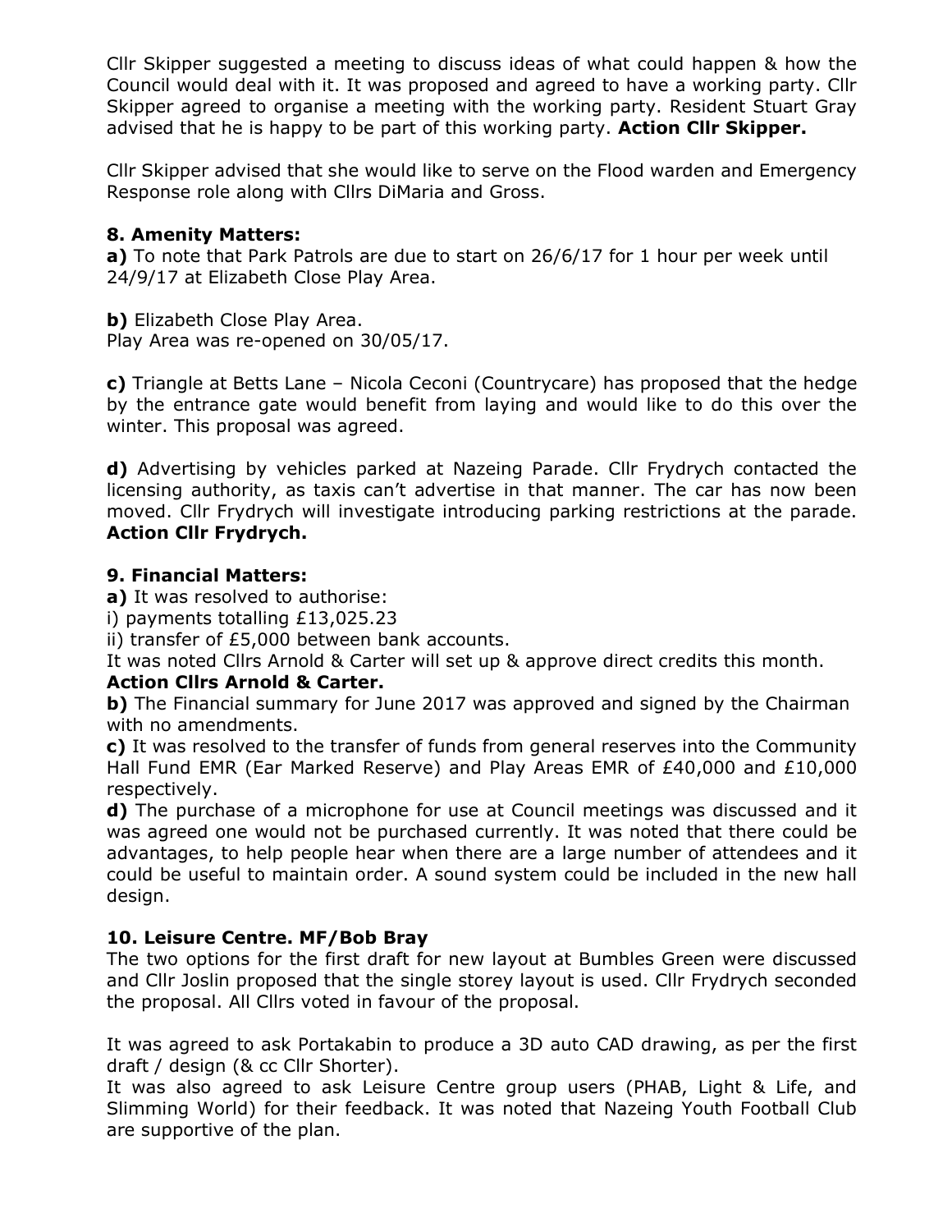Cllr Skipper suggested a meeting to discuss ideas of what could happen & how the Council would deal with it. It was proposed and agreed to have a working party. Cllr Skipper agreed to organise a meeting with the working party. Resident Stuart Gray advised that he is happy to be part of this working party. **Action Cllr Skipper.**

Cllr Skipper advised that she would like to serve on the Flood warden and Emergency Response role along with Cllrs DiMaria and Gross.

### 8. Amenity Matters:

**a)** To note that Park Patrols are due to start on 26/6/17 for 1 hour per week until 24/9/17 at Elizabeth Close Play Area.

**b)** Elizabeth Close Play Area.
Play Area was re-opened on 30/05/17.

**c)** Triangle at Betts Lane – Nicola Ceconi (Countrycare) has proposed that the hedge by the entrance gate would benefit from laying and would like to do this over the winter. This proposal was agreed.

**d)** Advertising by vehicles parked at Nazeing Parade. Cllr Frydrych contacted the licensing authority, as taxis can't advertise in that manner. The car has now been moved. Cllr Frydrych will investigate introducing parking restrictions at the parade. **Action Cllr Frydrych.**

### 9. Financial Matters:

**a)** It was resolved to authorise:
i) payments totalling £13,025.23
ii) transfer of £5,000 between bank accounts.
It was noted Cllrs Arnold & Carter will set up & approve direct credits this month.
**Action Cllrs Arnold & Carter.**
**b)** The Financial summary for June 2017 was approved and signed by the Chairman with no amendments.
**c)** It was resolved to the transfer of funds from general reserves into the Community Hall Fund EMR (Ear Marked Reserve) and Play Areas EMR of £40,000 and £10,000 respectively.
**d)** The purchase of a microphone for use at Council meetings was discussed and it was agreed one would not be purchased currently. It was noted that there could be advantages, to help people hear when there are a large number of attendees and it could be useful to maintain order. A sound system could be included in the new hall design.

### 10. Leisure Centre. MF/Bob Bray

The two options for the first draft for new layout at Bumbles Green were discussed and Cllr Joslin proposed that the single storey layout is used. Cllr Frydrych seconded the proposal. All Cllrs voted in favour of the proposal.

It was agreed to ask Portakabin to produce a 3D auto CAD drawing, as per the first draft / design (& cc Cllr Shorter).
It was also agreed to ask Leisure Centre group users (PHAB, Light & Life, and Slimming World) for their feedback. It was noted that Nazeing Youth Football Club are supportive of the plan.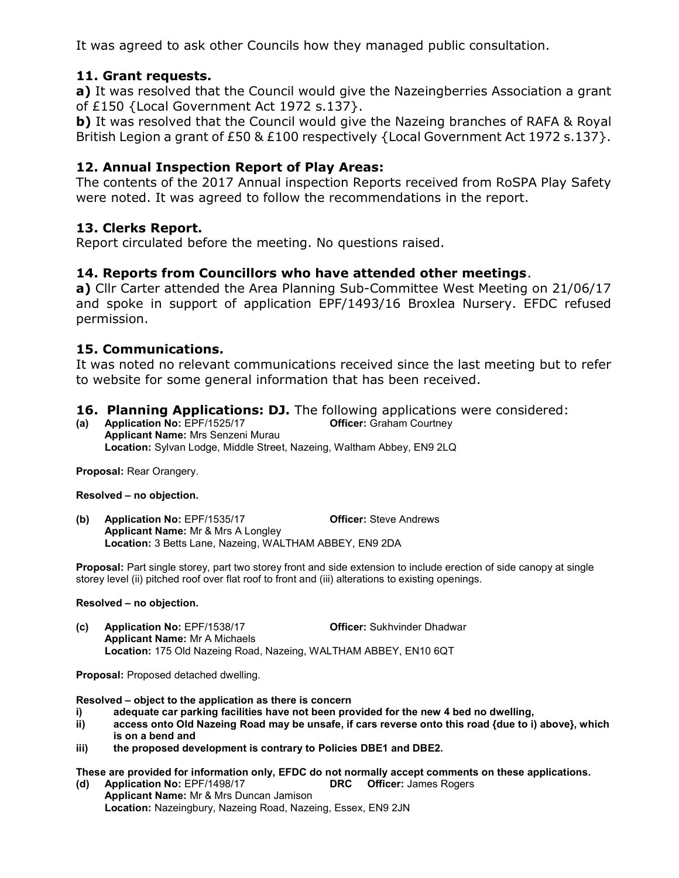It was agreed to ask other Councils how they managed public consultation.

## 11. Grant requests.

**a)** It was resolved that the Council would give the Nazeingberries Association a grant of £150 {Local Government Act 1972 s.137}.

**b)** It was resolved that the Council would give the Nazeing branches of RAFA & Royal British Legion a grant of £50 & £100 respectively {Local Government Act 1972 s.137}.

## 12. Annual Inspection Report of Play Areas:

The contents of the 2017 Annual inspection Reports received from RoSPA Play Safety were noted. It was agreed to follow the recommendations in the report.

## 13. Clerks Report.

Report circulated before the meeting. No questions raised.

## 14. Reports from Councillors who have attended other meetings.

**a)** Cllr Carter attended the Area Planning Sub-Committee West Meeting on 21/06/17 and spoke in support of application EPF/1493/16 Broxlea Nursery. EFDC refused permission.

## 15. Communications.

It was noted no relevant communications received since the last meeting but to refer to website for some general information that has been received.

## 16. Planning Applications: DJ. The following applications were considered:

**(a) Application No:** EPF/1525/17 **Officer:** Graham Courtney
**Applicant Name:** Mrs Senzeni Murau
**Location:** Sylvan Lodge, Middle Street, Nazeing, Waltham Abbey, EN9 2LQ

**Proposal:** Rear Orangery.

**Resolved – no objection.**

**(b) Application No:** EPF/1535/17 **Officer:** Steve Andrews
**Applicant Name:** Mr & Mrs A Longley
**Location:** 3 Betts Lane, Nazeing, WALTHAM ABBEY, EN9 2DA

**Proposal:** Part single storey, part two storey front and side extension to include erection of side canopy at single storey level (ii) pitched roof over flat roof to front and (iii) alterations to existing openings.

**Resolved – no objection.**

**(c) Application No:** EPF/1538/17 **Officer:** Sukhvinder Dhadwar
**Applicant Name:** Mr A Michaels
**Location:** 175 Old Nazeing Road, Nazeing, WALTHAM ABBEY, EN10 6QT

**Proposal:** Proposed detached dwelling.

**Resolved – object to the application as there is concern**

**i) adequate car parking facilities have not been provided for the new 4 bed no dwelling,**

**ii) access onto Old Nazeing Road may be unsafe, if cars reverse onto this road {due to i) above}, which is on a bend and**

**iii) the proposed development is contrary to Policies DBE1 and DBE2.**

**These are provided for information only, EFDC do not normally accept comments on these applications.**

**(d) Application No:** EPF/1498/17 **DRC Officer:** James Rogers
**Applicant Name:** Mr & Mrs Duncan Jamison
**Location:** Nazeingbury, Nazeing Road, Nazeing, Essex, EN9 2JN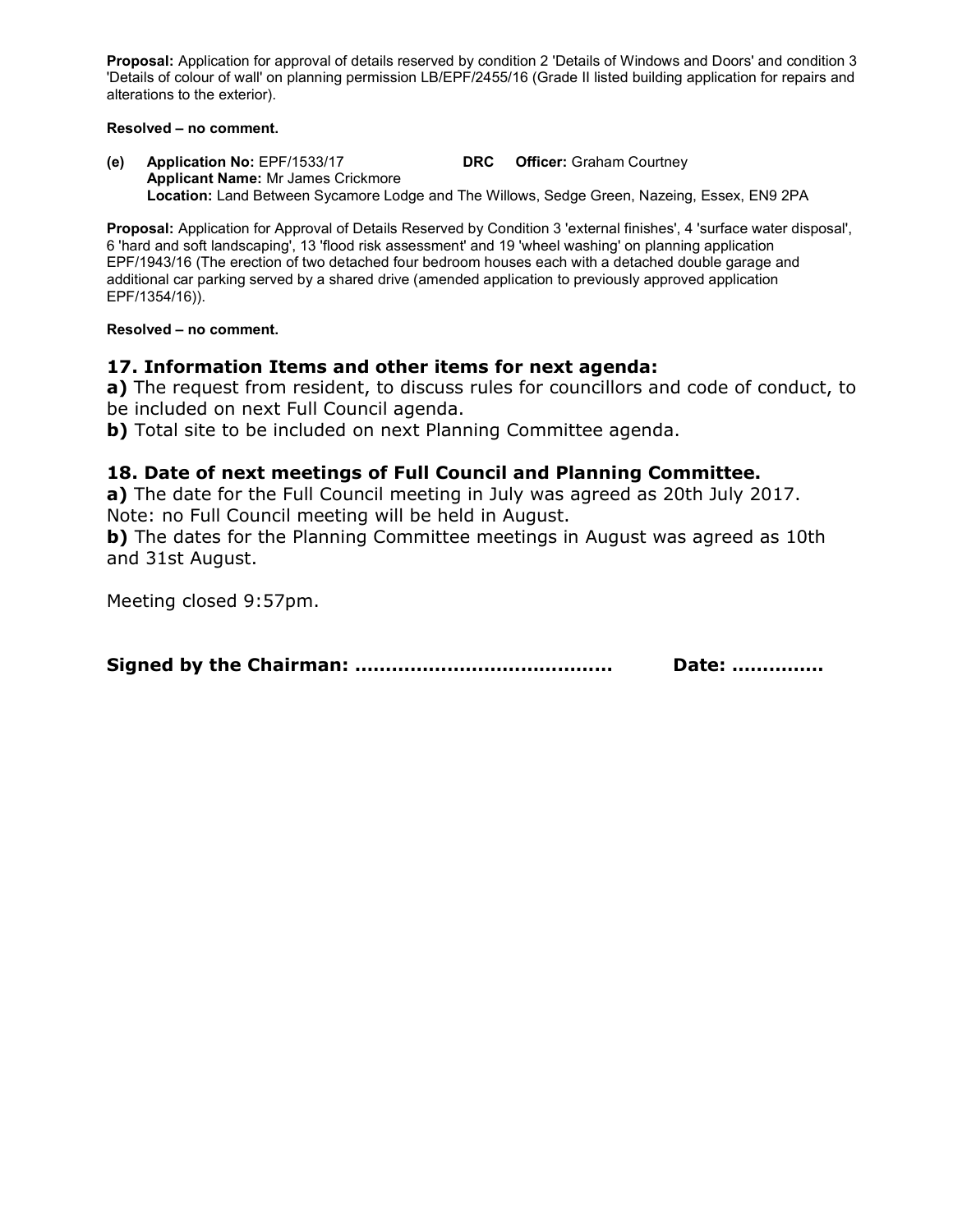**Proposal:** Application for approval of details reserved by condition 2 'Details of Windows and Doors' and condition 3 'Details of colour of wall' on planning permission LB/EPF/2455/16 (Grade II listed building application for repairs and alterations to the exterior).

**Resolved – no comment.**

**(e) Application No:** EPF/1533/17 **DRC Officer:** Graham Courtney
**Applicant Name:** Mr James Crickmore
**Location:** Land Between Sycamore Lodge and The Willows, Sedge Green, Nazeing, Essex, EN9 2PA

**Proposal:** Application for Approval of Details Reserved by Condition 3 'external finishes', 4 'surface water disposal', 6 'hard and soft landscaping', 13 'flood risk assessment' and 19 'wheel washing' on planning application EPF/1943/16 (The erection of two detached four bedroom houses each with a detached double garage and additional car parking served by a shared drive (amended application to previously approved application EPF/1354/16)).

**Resolved – no comment.**

## 17. Information Items and other items for next agenda:

**a)** The request from resident, to discuss rules for councillors and code of conduct, to be included on next Full Council agenda.
**b)** Total site to be included on next Planning Committee agenda.

## 18. Date of next meetings of Full Council and Planning Committee.

**a)** The date for the Full Council meeting in July was agreed as 20th July 2017.
Note: no Full Council meeting will be held in August.
**b)** The dates for the Planning Committee meetings in August was agreed as 10th and 31st August.

Meeting closed 9:57pm.

**Signed by the Chairman: …………………………………… Date: ……………**